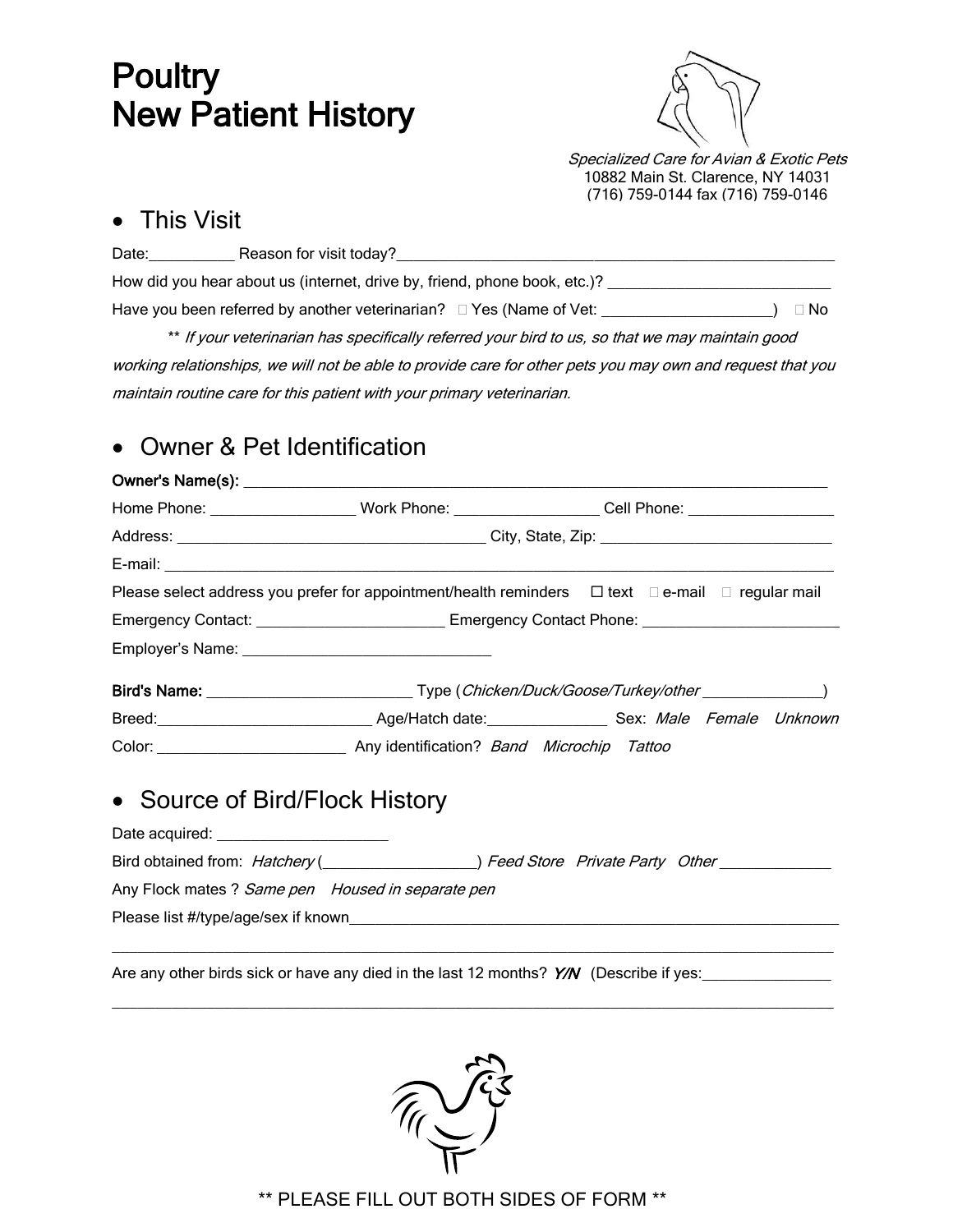# Poultry
# New Patient History

*Specialized Care for Avian & Exotic Pets*
10882 Main St. Clarence, NY 14031
(716) 759-0144 fax (716) 759-0146

## • This Visit

Date:__________ Reason for visit today?______________________________________________________

How did you hear about us (internet, drive by, friend, phone book, etc.)? ___________________________

Have you been referred by another veterinarian? ☐ Yes (Name of Vet: ____________________) ☐ No

** *If your veterinarian has specifically referred your bird to us, so that we may maintain good working relationships, we will not be able to provide care for other pets you may own and request that you maintain routine care for this patient with your primary veterinarian.*

## • Owner & Pet Identification

**Owner's Name(s):** ________________________________________________________________

Home Phone: ________________ Work Phone: ________________ Cell Phone: ________________

Address: ____________________________________ City, State, Zip: ____________________________

E-mail: __________________________________________________________________________

Please select address you prefer for appointment/health reminders ☐ text ☐ e-mail ☐ regular mail

Emergency Contact: ______________________ Emergency Contact Phone: _______________________

Employer's Name: ______________________________

**Bird's Name:** ________________________ Type (*Chicken/Duck/Goose/Turkey/other* ______________)

Breed:_________________________ Age/Hatch date:______________ Sex: *Male Female Unknown*

Color: ______________________ Any identification? *Band Microchip Tattoo*

## • Source of Bird/Flock History

Date acquired: ____________________

Bird obtained from: *Hatchery* (__________________) *Feed Store Private Party Other* _____________

Any Flock mates ? *Same pen Housed in separate pen*

Please list #/type/age/sex if known_____________________________________________________________

___________________________________________________________________________________

Are any other birds sick or have any died in the last 12 months? *Y/N* (Describe if yes:_______________

___________________________________________________________________________________

** PLEASE FILL OUT BOTH SIDES OF FORM **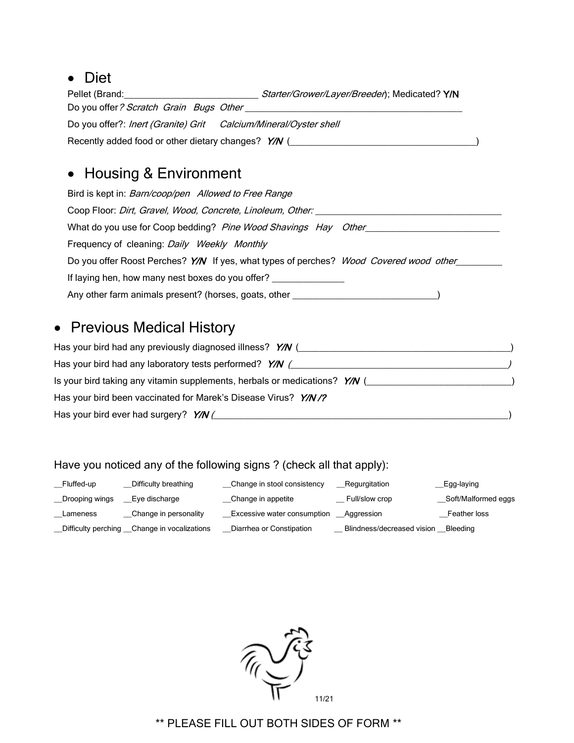- Diet

Pellet (Brand:___________________________ *Starter/Grower/Layer/Breeder*); Medicated? Y/N

Do you offer*? Scratch Grain Bugs Other* ____________________________________________

Do you offer?: *Inert (Granite) Grit Calcium/Mineral/Oyster shell*

Recently added food or other dietary changes? *Y/N* (______________________________________)

- Housing & Environment

Bird is kept in: *Barn/coop/pen Allowed to Free Range*

Coop Floor: *Dirt, Gravel, Wood, Concrete, Linoleum, Other:* ______________________________________

What do you use for Coop bedding? *Pine Wood Shavings Hay Other*___________________________

Frequency of cleaning: *Daily Weekly Monthly*

Do you offer Roost Perches? *Y/N* If yes, what types of perches? *Wood Covered wood other*_________

If laying hen, how many nest boxes do you offer? ______________

Any other farm animals present? (horses, goats, other _____________________________)

- Previous Medical History

Has your bird had any previously diagnosed illness? *Y/N* (____________________________________________)

Has your bird had any laboratory tests performed? *Y/N* (____________________________________________)

Is your bird taking any vitamin supplements, herbals or medications? *Y/N* (_____________________________)

Has your bird been vaccinated for Marek's Disease Virus? *Y/N /?*

Has your bird ever had surgery? *Y/N* (_____________________________________________________________)

Have you noticed any of the following signs ? (check all that apply):

| | | | | |
|---|---|---|---|---|
| __Fluffed-up | __Difficulty breathing | __Change in stool consistency | __Regurgitation | __Egg-laying |
| __Drooping wings | __Eye discharge | __Change in appetite | __ Full/slow crop | __Soft/Malformed eggs |
| __Lameness | __Change in personality | __Excessive water consumption | __Aggression | __Feather loss |
| __Difficulty perching | __Change in vocalizations | __Diarrhea or Constipation | __ Blindness/decreased vision | __Bleeding |

11/21

\*\* PLEASE FILL OUT BOTH SIDES OF FORM \*\*